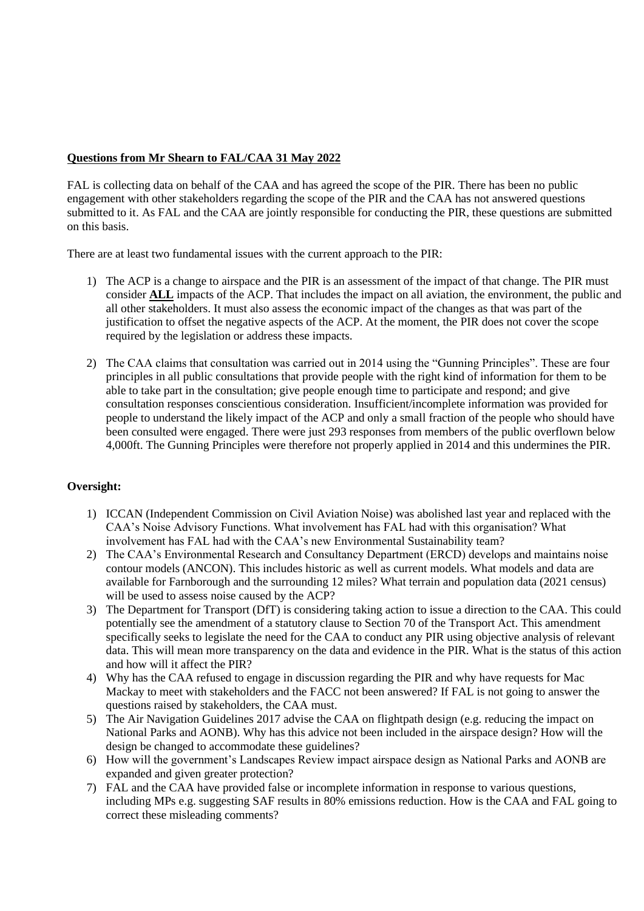**Questions from Mr Shearn to FAL/CAA 31 May 2022**

FAL is collecting data on behalf of the CAA and has agreed the scope of the PIR. There has been no public engagement with other stakeholders regarding the scope of the PIR and the CAA has not answered questions submitted to it. As FAL and the CAA are jointly responsible for conducting the PIR, these questions are submitted on this basis.

There are at least two fundamental issues with the current approach to the PIR:

1) The ACP is a change to airspace and the PIR is an assessment of the impact of that change. The PIR must consider **ALL** impacts of the ACP. That includes the impact on all aviation, the environment, the public and all other stakeholders. It must also assess the economic impact of the changes as that was part of the justification to offset the negative aspects of the ACP. At the moment, the PIR does not cover the scope required by the legislation or address these impacts.

2) The CAA claims that consultation was carried out in 2014 using the "Gunning Principles". These are four principles in all public consultations that provide people with the right kind of information for them to be able to take part in the consultation; give people enough time to participate and respond; and give consultation responses conscientious consideration. Insufficient/incomplete information was provided for people to understand the likely impact of the ACP and only a small fraction of the people who should have been consulted were engaged. There were just 293 responses from members of the public overflown below 4,000ft. The Gunning Principles were therefore not properly applied in 2014 and this undermines the PIR.

**Oversight:**

1) ICCAN (Independent Commission on Civil Aviation Noise) was abolished last year and replaced with the CAA's Noise Advisory Functions. What involvement has FAL had with this organisation? What involvement has FAL had with the CAA's new Environmental Sustainability team?
2) The CAA's Environmental Research and Consultancy Department (ERCD) develops and maintains noise contour models (ANCON). This includes historic as well as current models. What models and data are available for Farnborough and the surrounding 12 miles? What terrain and population data (2021 census) will be used to assess noise caused by the ACP?
3) The Department for Transport (DfT) is considering taking action to issue a direction to the CAA. This could potentially see the amendment of a statutory clause to Section 70 of the Transport Act. This amendment specifically seeks to legislate the need for the CAA to conduct any PIR using objective analysis of relevant data. This will mean more transparency on the data and evidence in the PIR. What is the status of this action and how will it affect the PIR?
4) Why has the CAA refused to engage in discussion regarding the PIR and why have requests for Mac Mackay to meet with stakeholders and the FACC not been answered? If FAL is not going to answer the questions raised by stakeholders, the CAA must.
5) The Air Navigation Guidelines 2017 advise the CAA on flightpath design (e.g. reducing the impact on National Parks and AONB). Why has this advice not been included in the airspace design? How will the design be changed to accommodate these guidelines?
6) How will the government's Landscapes Review impact airspace design as National Parks and AONB are expanded and given greater protection?
7) FAL and the CAA have provided false or incomplete information in response to various questions, including MPs e.g. suggesting SAF results in 80% emissions reduction. How is the CAA and FAL going to correct these misleading comments?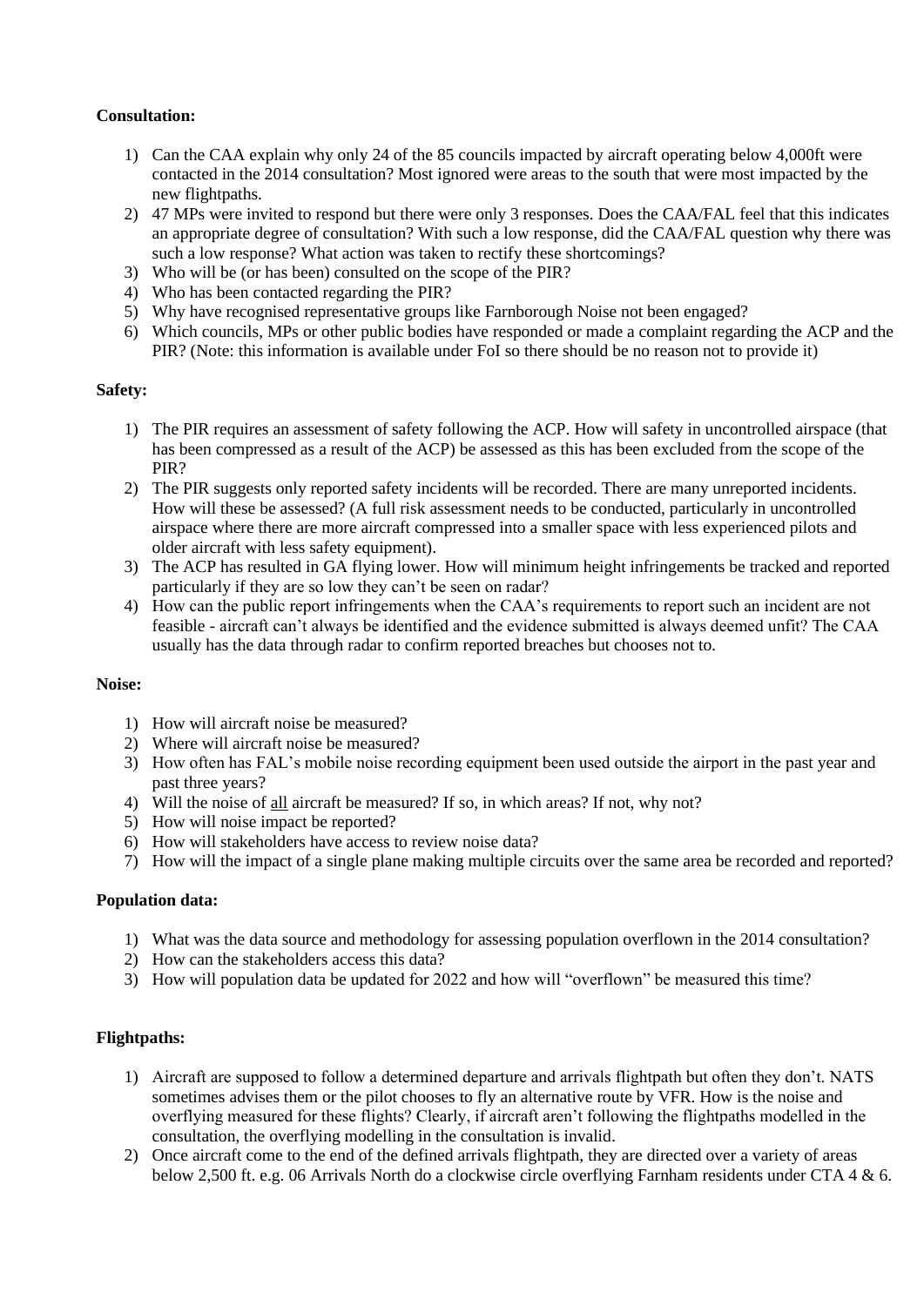**Consultation:**

1) Can the CAA explain why only 24 of the 85 councils impacted by aircraft operating below 4,000ft were contacted in the 2014 consultation? Most ignored were areas to the south that were most impacted by the new flightpaths.
2) 47 MPs were invited to respond but there were only 3 responses. Does the CAA/FAL feel that this indicates an appropriate degree of consultation? With such a low response, did the CAA/FAL question why there was such a low response? What action was taken to rectify these shortcomings?
3) Who will be (or has been) consulted on the scope of the PIR?
4) Who has been contacted regarding the PIR?
5) Why have recognised representative groups like Farnborough Noise not been engaged?
6) Which councils, MPs or other public bodies have responded or made a complaint regarding the ACP and the PIR? (Note: this information is available under FoI so there should be no reason not to provide it)

**Safety:**

1) The PIR requires an assessment of safety following the ACP. How will safety in uncontrolled airspace (that has been compressed as a result of the ACP) be assessed as this has been excluded from the scope of the PIR?
2) The PIR suggests only reported safety incidents will be recorded. There are many unreported incidents. How will these be assessed? (A full risk assessment needs to be conducted, particularly in uncontrolled airspace where there are more aircraft compressed into a smaller space with less experienced pilots and older aircraft with less safety equipment).
3) The ACP has resulted in GA flying lower. How will minimum height infringements be tracked and reported particularly if they are so low they can't be seen on radar?
4) How can the public report infringements when the CAA's requirements to report such an incident are not feasible - aircraft can't always be identified and the evidence submitted is always deemed unfit? The CAA usually has the data through radar to confirm reported breaches but chooses not to.

**Noise:**

1) How will aircraft noise be measured?
2) Where will aircraft noise be measured?
3) How often has FAL's mobile noise recording equipment been used outside the airport in the past year and past three years?
4) Will the noise of <u>all</u> aircraft be measured? If so, in which areas? If not, why not?
5) How will noise impact be reported?
6) How will stakeholders have access to review noise data?
7) How will the impact of a single plane making multiple circuits over the same area be recorded and reported?

**Population data:**

1) What was the data source and methodology for assessing population overflown in the 2014 consultation?
2) How can the stakeholders access this data?
3) How will population data be updated for 2022 and how will "overflown" be measured this time?

**Flightpaths:**

1) Aircraft are supposed to follow a determined departure and arrivals flightpath but often they don't. NATS sometimes advises them or the pilot chooses to fly an alternative route by VFR. How is the noise and overflying measured for these flights? Clearly, if aircraft aren't following the flightpaths modelled in the consultation, the overflying modelling in the consultation is invalid.
2) Once aircraft come to the end of the defined arrivals flightpath, they are directed over a variety of areas below 2,500 ft. e.g. 06 Arrivals North do a clockwise circle overflying Farnham residents under CTA 4 & 6.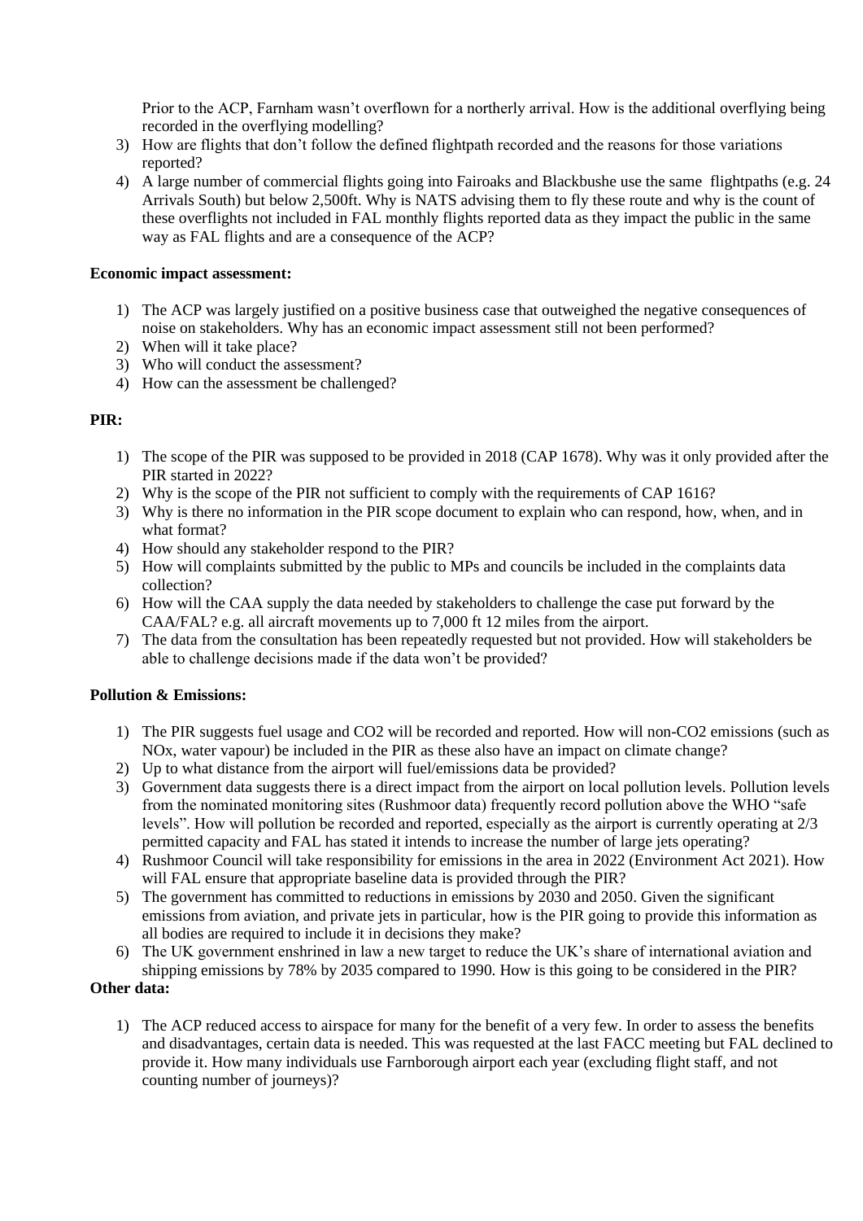Prior to the ACP, Farnham wasn't overflown for a northerly arrival. How is the additional overflying being recorded in the overflying modelling?

3) How are flights that don't follow the defined flightpath recorded and the reasons for those variations reported?
4) A large number of commercial flights going into Fairoaks and Blackbushe use the same flightpaths (e.g. 24 Arrivals South) but below 2,500ft. Why is NATS advising them to fly these route and why is the count of these overflights not included in FAL monthly flights reported data as they impact the public in the same way as FAL flights and are a consequence of the ACP?

**Economic impact assessment:**

1) The ACP was largely justified on a positive business case that outweighed the negative consequences of noise on stakeholders. Why has an economic impact assessment still not been performed?
2) When will it take place?
3) Who will conduct the assessment?
4) How can the assessment be challenged?

**PIR:**

1) The scope of the PIR was supposed to be provided in 2018 (CAP 1678). Why was it only provided after the PIR started in 2022?
2) Why is the scope of the PIR not sufficient to comply with the requirements of CAP 1616?
3) Why is there no information in the PIR scope document to explain who can respond, how, when, and in what format?
4) How should any stakeholder respond to the PIR?
5) How will complaints submitted by the public to MPs and councils be included in the complaints data collection?
6) How will the CAA supply the data needed by stakeholders to challenge the case put forward by the CAA/FAL? e.g. all aircraft movements up to 7,000 ft 12 miles from the airport.
7) The data from the consultation has been repeatedly requested but not provided. How will stakeholders be able to challenge decisions made if the data won't be provided?

**Pollution & Emissions:**

1) The PIR suggests fuel usage and $CO_2$ will be recorded and reported. How will non-$CO_2$ emissions (such as $NO_x$, water vapour) be included in the PIR as these also have an impact on climate change?
2) Up to what distance from the airport will fuel/emissions data be provided?
3) Government data suggests there is a direct impact from the airport on local pollution levels. Pollution levels from the nominated monitoring sites (Rushmoor data) frequently record pollution above the WHO "safe levels". How will pollution be recorded and reported, especially as the airport is currently operating at 2/3 permitted capacity and FAL has stated it intends to increase the number of large jets operating?
4) Rushmoor Council will take responsibility for emissions in the area in 2022 (Environment Act 2021). How will FAL ensure that appropriate baseline data is provided through the PIR?
5) The government has committed to reductions in emissions by 2030 and 2050. Given the significant emissions from aviation, and private jets in particular, how is the PIR going to provide this information as all bodies are required to include it in decisions they make?
6) The UK government enshrined in law a new target to reduce the UK's share of international aviation and shipping emissions by 78% by 2035 compared to 1990. How is this going to be considered in the PIR?

**Other data:**

1) The ACP reduced access to airspace for many for the benefit of a very few. In order to assess the benefits and disadvantages, certain data is needed. This was requested at the last FACC meeting but FAL declined to provide it. How many individuals use Farnborough airport each year (excluding flight staff, and not counting number of journeys)?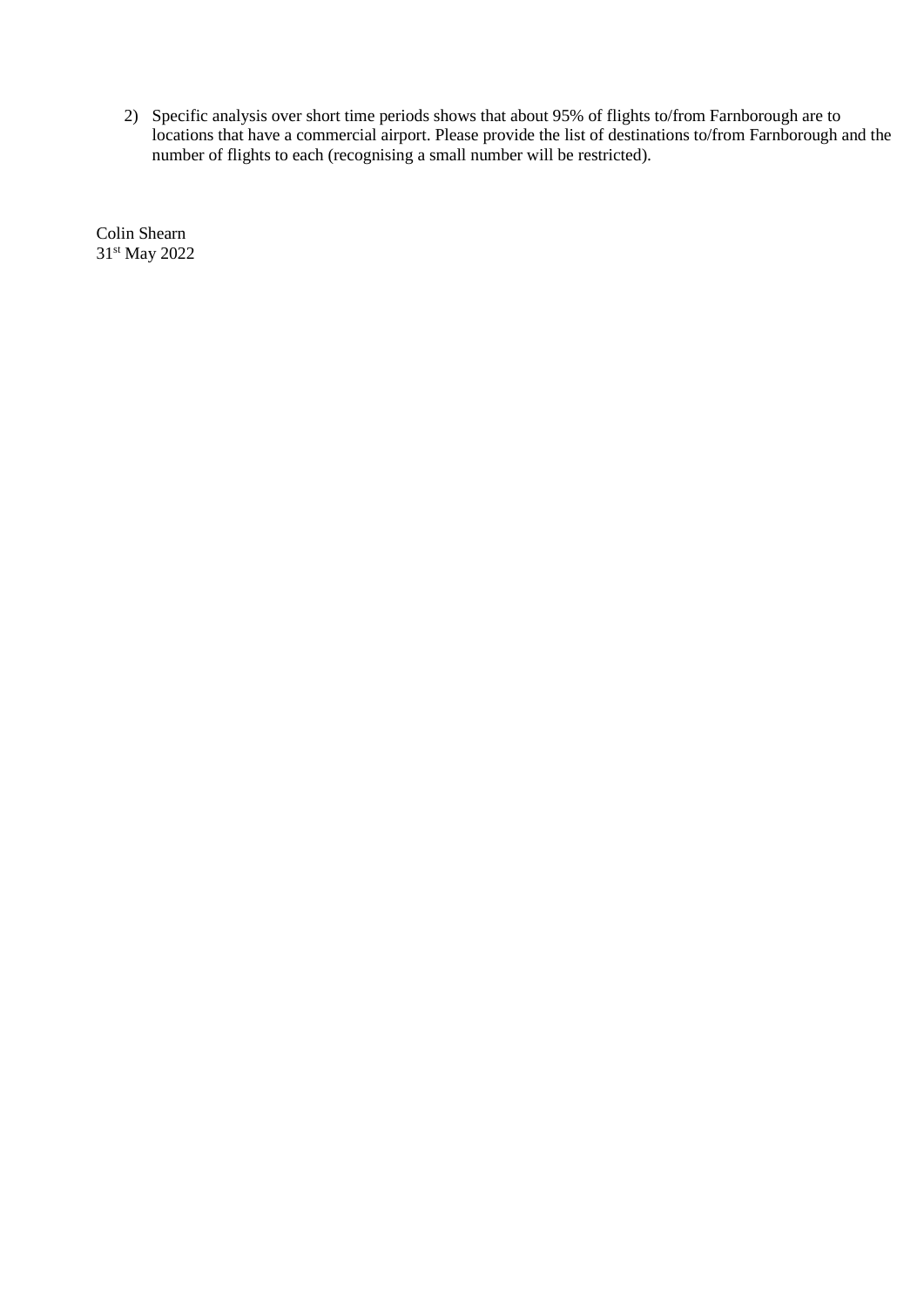2) Specific analysis over short time periods shows that about 95% of flights to/from Farnborough are to locations that have a commercial airport. Please provide the list of destinations to/from Farnborough and the number of flights to each (recognising a small number will be restricted).

Colin Shearn
31st May 2022